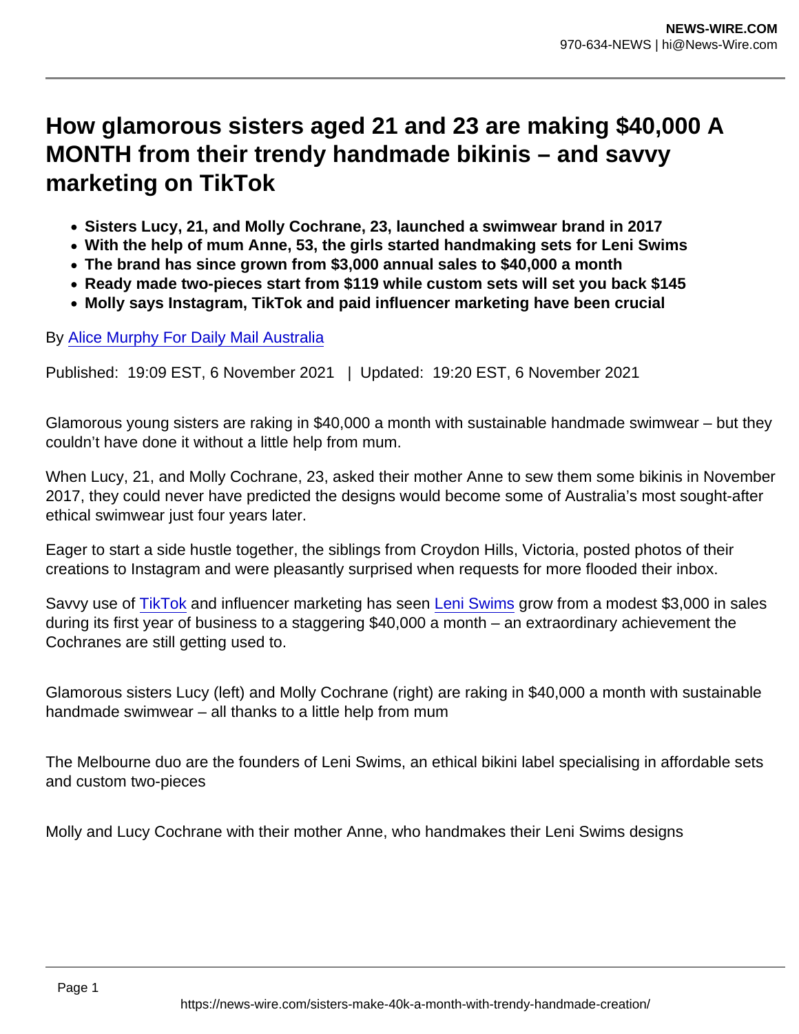# How glamorous sisters aged 21 and 23 are making $40,000 A MONTH from their trendy handmade bikinis – and savvy marketing on TikTok

- **Sisters Lucy, 21, and Molly Cochrane, 23, launched a swimwear brand in 2017**
- **With the help of mum Anne, 53, the girls started handmaking sets for Leni Swims**
- **The brand has since grown from $3,000 annual sales to $40,000 a month**
- **Ready made two-pieces start from $119 while custom sets will set you back $145**
- **Molly says Instagram, TikTok and paid influencer marketing have been crucial**

By Alice Murphy For Daily Mail Australia

Published: 19:09 EST, 6 November 2021 | Updated: 19:20 EST, 6 November 2021

Glamorous young sisters are raking in $40,000 a month with sustainable handmade swimwear – but they couldn't have done it without a little help from mum.

When Lucy, 21, and Molly Cochrane, 23, asked their mother Anne to sew them some bikinis in November 2017, they could never have predicted the designs would become some of Australia's most sought-after ethical swimwear just four years later.

Eager to start a side hustle together, the siblings from Croydon Hills, Victoria, posted photos of their creations to Instagram and were pleasantly surprised when requests for more flooded their inbox.

Savvy use of TikTok and influencer marketing has seen Leni Swims grow from a modest $3,000 in sales during its first year of business to a staggering $40,000 a month – an extraordinary achievement the Cochranes are still getting used to.

Glamorous sisters Lucy (left) and Molly Cochrane (right) are raking in $40,000 a month with sustainable handmade swimwear – all thanks to a little help from mum

The Melbourne duo are the founders of Leni Swims, an ethical bikini label specialising in affordable sets and custom two-pieces

Molly and Lucy Cochrane with their mother Anne, who handmakes their Leni Swims designs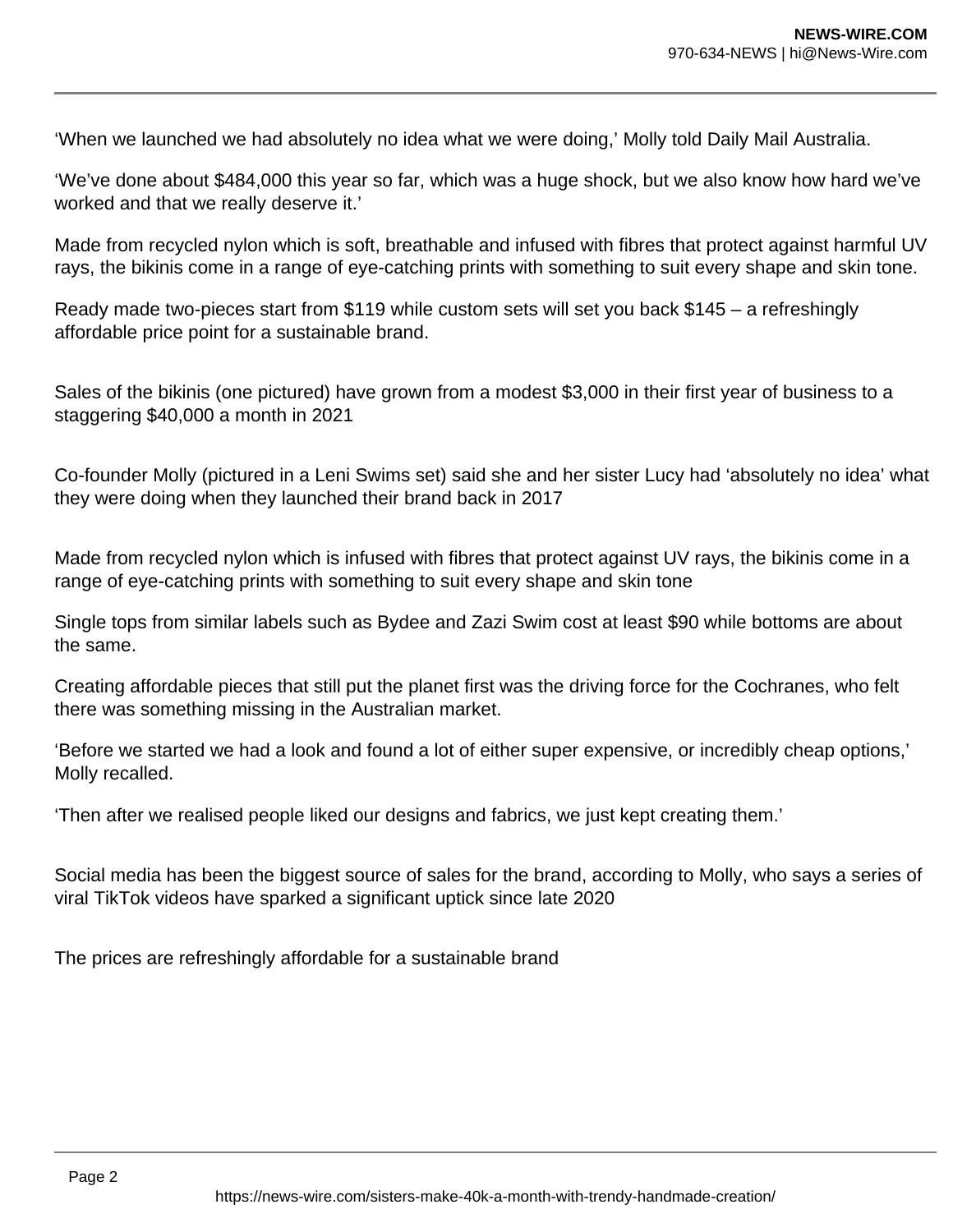‘When we launched we had absolutely no idea what we were doing,’ Molly told Daily Mail Australia.

‘We’ve done about $484,000 this year so far, which was a huge shock, but we also know how hard we’ve worked and that we really deserve it.’

Made from recycled nylon which is soft, breathable and infused with fibres that protect against harmful UV rays, the bikinis come in a range of eye-catching prints with something to suit every shape and skin tone.

Ready made two-pieces start from $119 while custom sets will set you back $145 – a refreshingly affordable price point for a sustainable brand.

Sales of the bikinis (one pictured) have grown from a modest $3,000 in their first year of business to a staggering $40,000 a month in 2021

Co-founder Molly (pictured in a Leni Swims set) said she and her sister Lucy had ‘absolutely no idea’ what they were doing when they launched their brand back in 2017

Made from recycled nylon which is infused with fibres that protect against UV rays, the bikinis come in a range of eye-catching prints with something to suit every shape and skin tone

Single tops from similar labels such as Bydee and Zazi Swim cost at least $90 while bottoms are about the same.

Creating affordable pieces that still put the planet first was the driving force for the Cochranes, who felt there was something missing in the Australian market.

‘Before we started we had a look and found a lot of either super expensive, or incredibly cheap options,’ Molly recalled.

‘Then after we realised people liked our designs and fabrics, we just kept creating them.’

Social media has been the biggest source of sales for the brand, according to Molly, who says a series of viral TikTok videos have sparked a significant uptick since late 2020

The prices are refreshingly affordable for a sustainable brand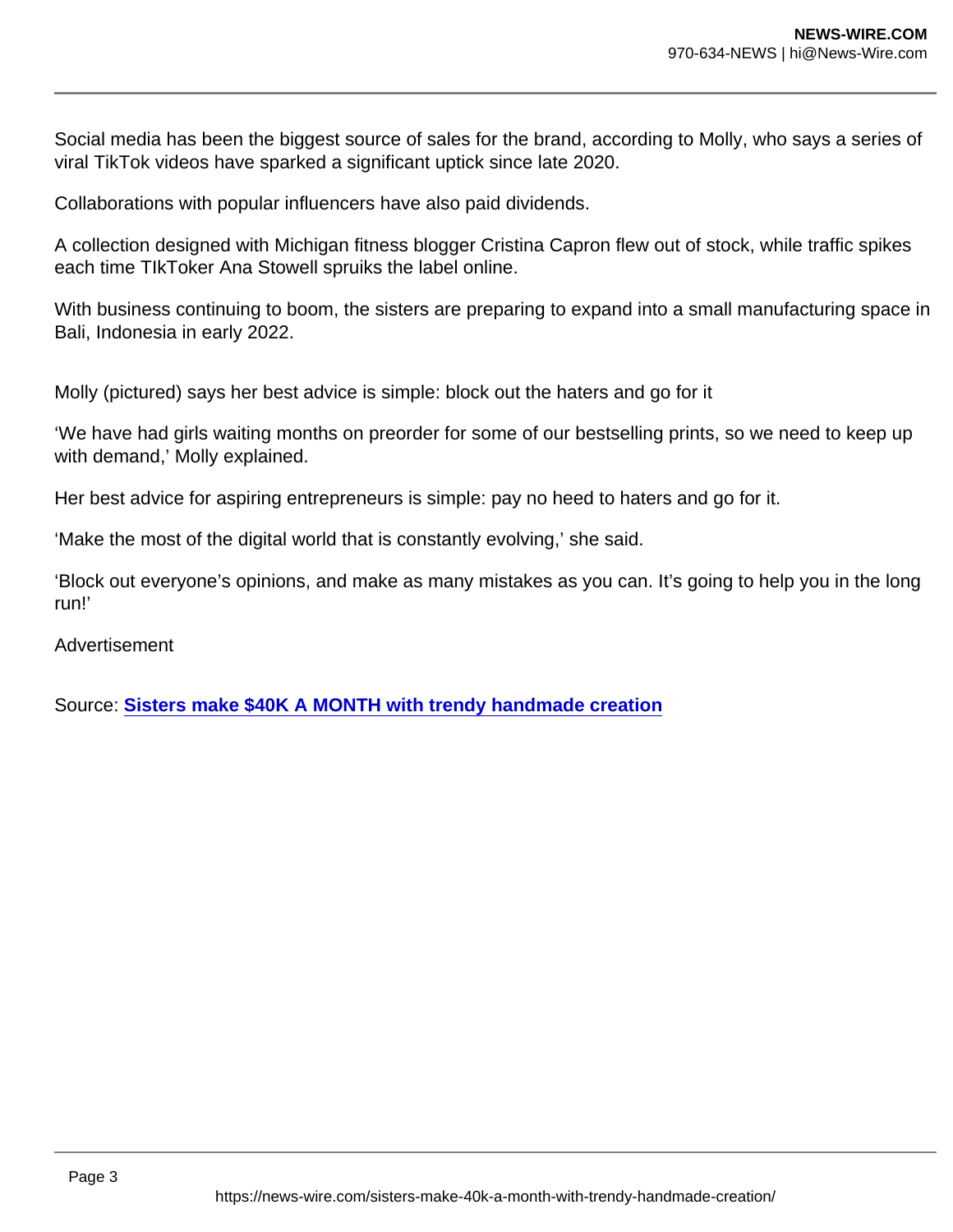Social media has been the biggest source of sales for the brand, according to Molly, who says a series of viral TikTok videos have sparked a significant uptick since late 2020.

Collaborations with popular influencers have also paid dividends.

A collection designed with Michigan fitness blogger Cristina Capron flew out of stock, while traffic spikes each time TIkToker Ana Stowell spruiks the label online.

With business continuing to boom, the sisters are preparing to expand into a small manufacturing space in Bali, Indonesia in early 2022.

Molly (pictured) says her best advice is simple: block out the haters and go for it

'We have had girls waiting months on preorder for some of our bestselling prints, so we need to keep up with demand,' Molly explained.

Her best advice for aspiring entrepreneurs is simple: pay no heed to haters and go for it.

'Make the most of the digital world that is constantly evolving,' she said.

'Block out everyone's opinions, and make as many mistakes as you can. It's going to help you in the long run!'

Advertisement

Source: **Sisters make $40K A MONTH with trendy handmade creation**